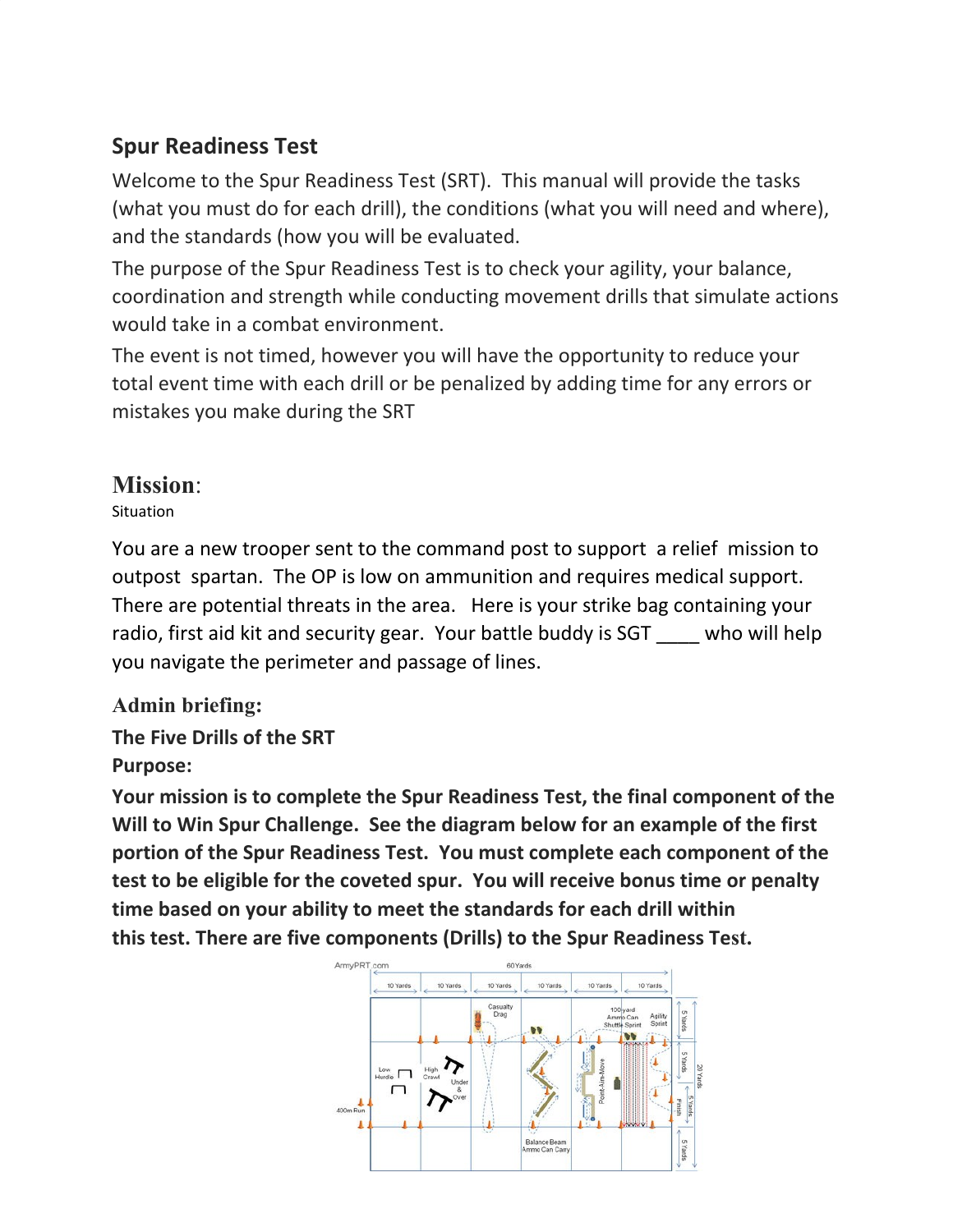## Spur Readiness Test

Welcome to the Spur Readiness Test (SRT). This manual will provide the tasks (what you must do for each drill), the conditions (what you will need and where), and the standards (how you will be evaluated.

The purpose of the Spur Readiness Test is to check your agility, your balance, coordination and strength while conducting movement drills that simulate actions would take in a combat environment.

The event is not timed, however you will have the opportunity to reduce your total event time with each drill or be penalized by adding time for any errors or mistakes you make during the SRT

## Mission:

Situation

You are a new trooper sent to the command post to support a relief mission to outpost spartan. The OP is low on ammunition and requires medical support. There are potential threats in the area. Here is your strike bag containing your radio, first aid kit and security gear. Your battle buddy is SGT ____ who will help you navigate the perimeter and passage of lines.

### Admin briefing:

**The Five Drills of the SRT**

**Purpose:**

**Your mission is to complete the Spur Readiness Test, the final component of the Will to Win Spur Challenge. See the diagram below for an example of the first portion of the Spur Readiness Test. You must complete each component of the test to be eligible for the coveted spur. You will receive bonus time or penalty time based on your ability to meet the standards for each drill within this test. There are five components (Drills) to the Spur Readiness Test.**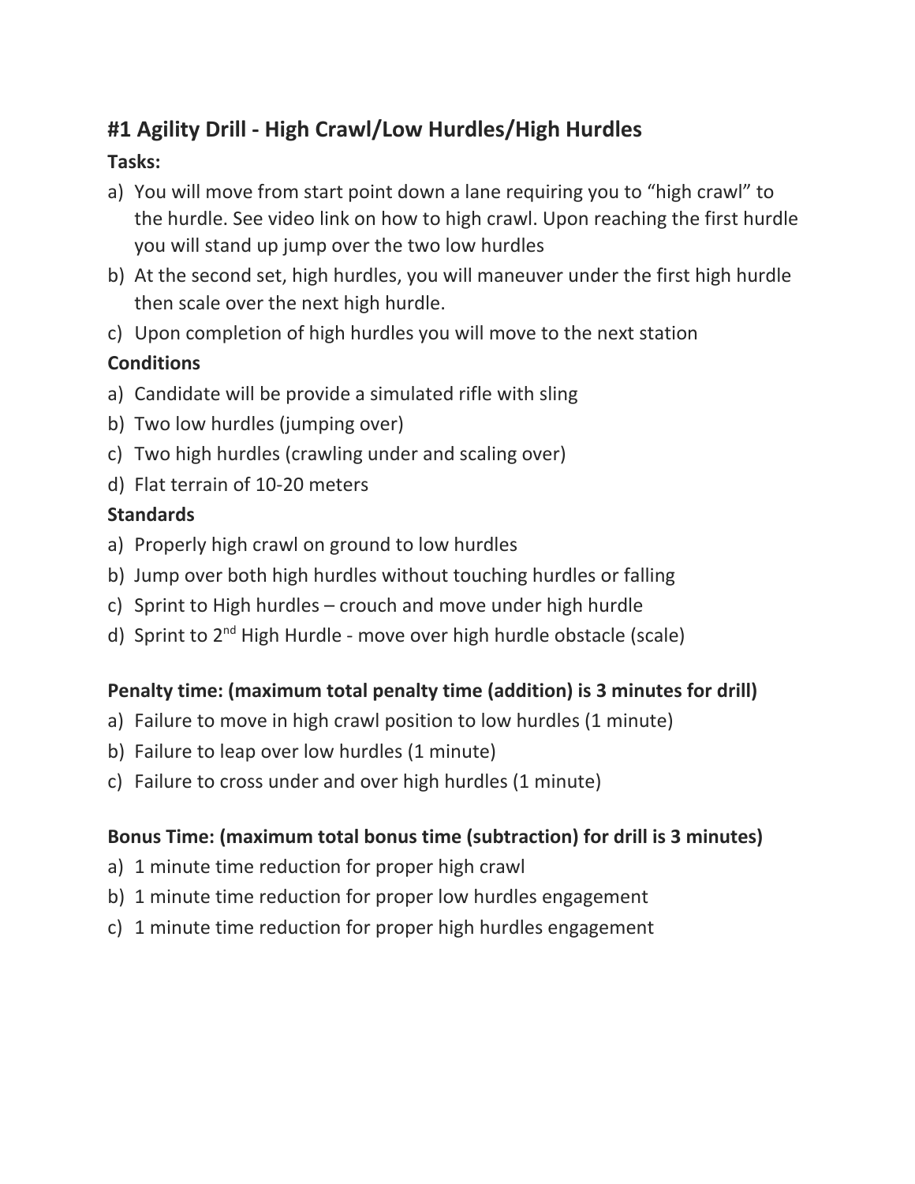## #1 Agility Drill - High Crawl/Low Hurdles/High Hurdles

**Tasks:**

a) You will move from start point down a lane requiring you to "high crawl" to the hurdle. See video link on how to high crawl. Upon reaching the first hurdle you will stand up jump over the two low hurdles
b) At the second set, high hurdles, you will maneuver under the first high hurdle then scale over the next high hurdle.
c) Upon completion of high hurdles you will move to the next station

**Conditions**

a) Candidate will be provide a simulated rifle with sling
b) Two low hurdles (jumping over)
c) Two high hurdles (crawling under and scaling over)
d) Flat terrain of 10-20 meters

**Standards**

a) Properly high crawl on ground to low hurdles
b) Jump over both high hurdles without touching hurdles or falling
c) Sprint to High hurdles – crouch and move under high hurdle
d) Sprint to 2nd High Hurdle - move over high hurdle obstacle (scale)

**Penalty time: (maximum total penalty time (addition) is 3 minutes for drill)**

a) Failure to move in high crawl position to low hurdles (1 minute)
b) Failure to leap over low hurdles (1 minute)
c) Failure to cross under and over high hurdles (1 minute)

**Bonus Time: (maximum total bonus time (subtraction) for drill is 3 minutes)**

a) 1 minute time reduction for proper high crawl
b) 1 minute time reduction for proper low hurdles engagement
c) 1 minute time reduction for proper high hurdles engagement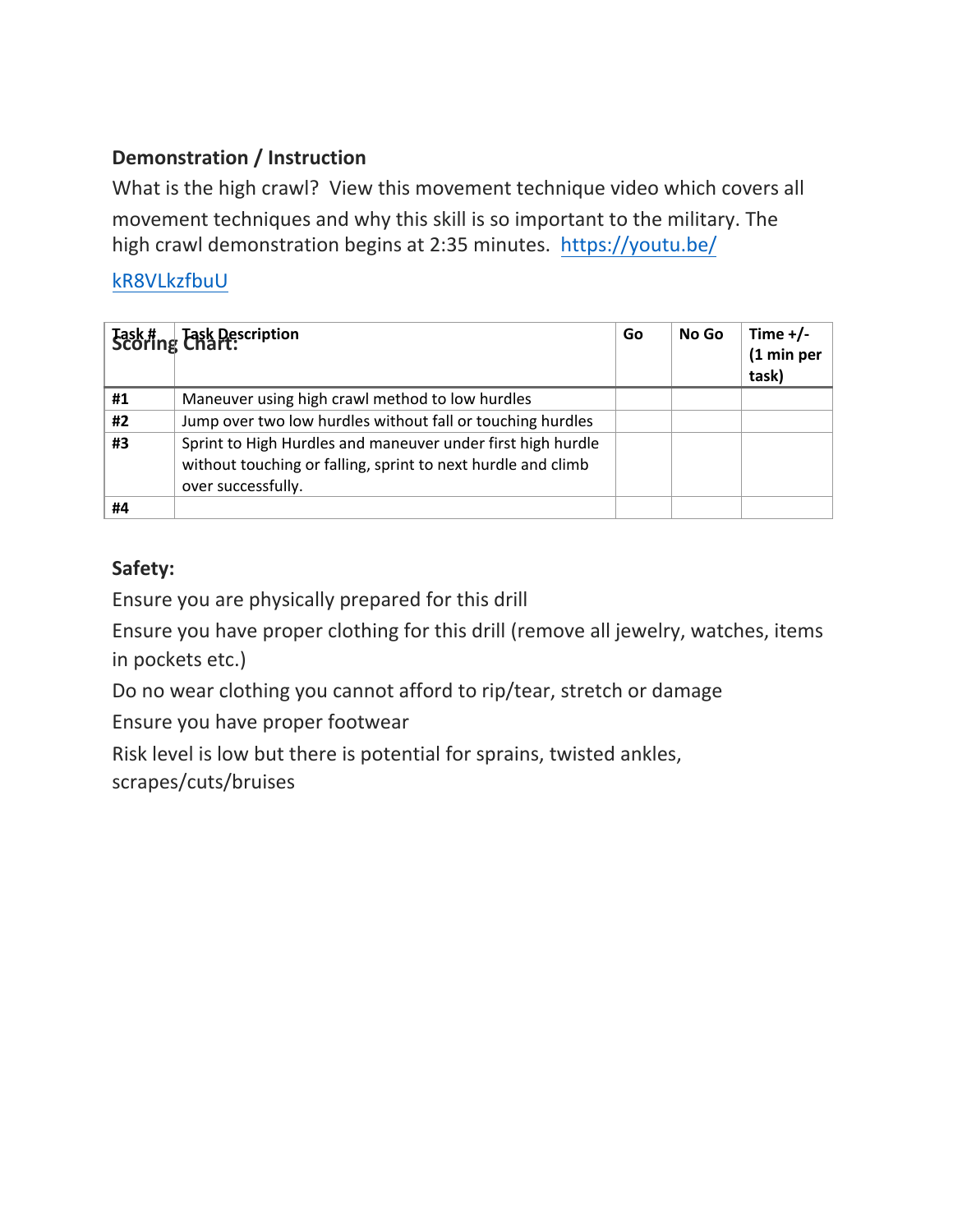**Demonstration / Instruction**

What is the high crawl? View this movement technique video which covers all movement techniques and why this skill is so important to the military. The high crawl demonstration begins at 2:35 minutes. https://youtu.be/kR8VLkzfbuU

**Scoring Chart:**

| Task # | Task Description | Go | No Go | Time +/- (1 min per task) |
|---|---|---|---|---|
| #1 | Maneuver using high crawl method to low hurdles | | | |
| #2 | Jump over two low hurdles without fall or touching hurdles | | | |
| #3 | Sprint to High Hurdles and maneuver under first high hurdle without touching or falling, sprint to next hurdle and climb over successfully. | | | |
| #4 | | | | |

**Safety:**

Ensure you are physically prepared for this drill

Ensure you have proper clothing for this drill (remove all jewelry, watches, items in pockets etc.)

Do no wear clothing you cannot afford to rip/tear, stretch or damage

Ensure you have proper footwear

Risk level is low but there is potential for sprains, twisted ankles, scrapes/cuts/bruises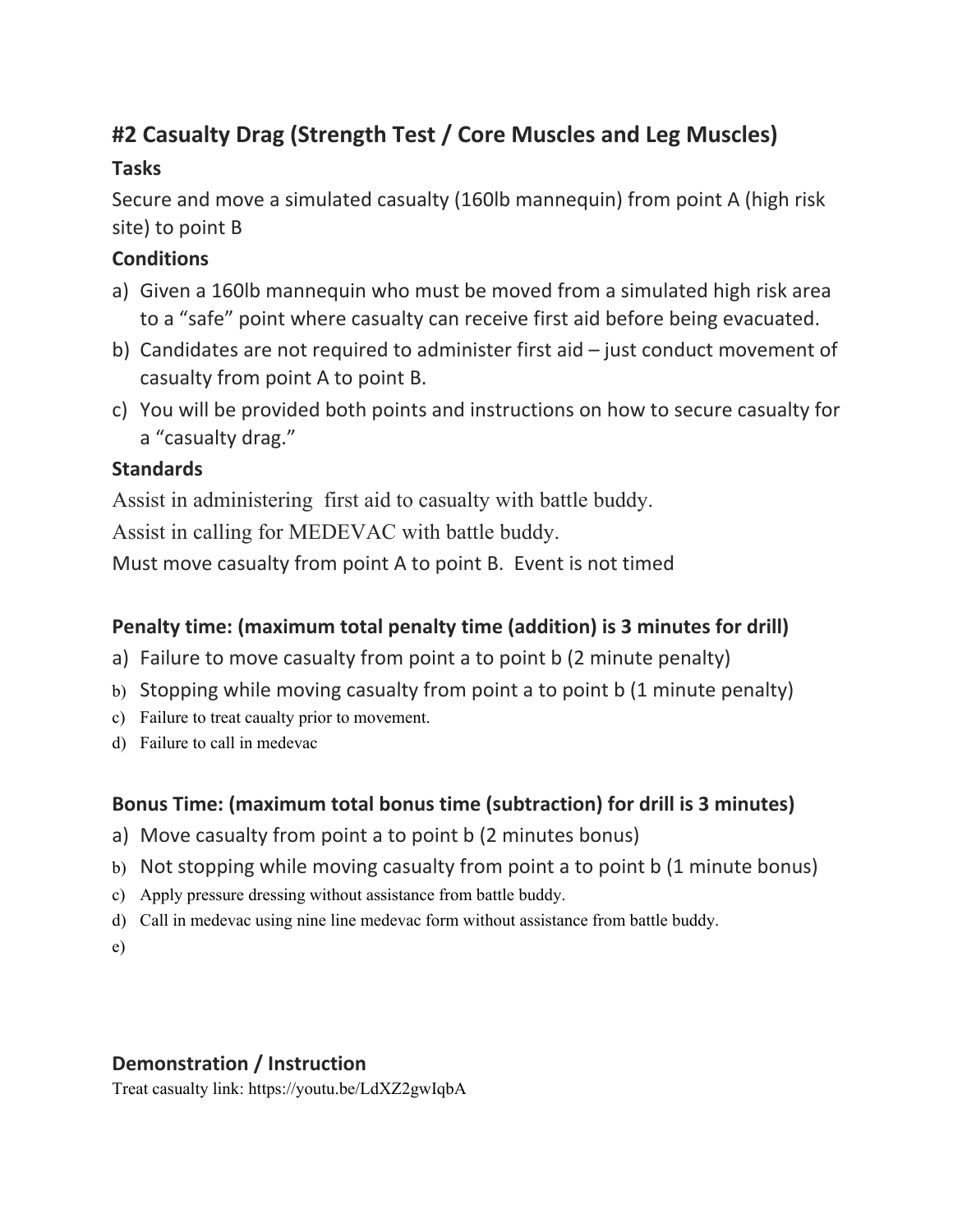## #2 Casualty Drag (Strength Test / Core Muscles and Leg Muscles)

**Tasks**

Secure and move a simulated casualty (160lb mannequin) from point A (high risk site) to point B

**Conditions**

a) Given a 160lb mannequin who must be moved from a simulated high risk area to a "safe" point where casualty can receive first aid before being evacuated.
b) Candidates are not required to administer first aid – just conduct movement of casualty from point A to point B.
c) You will be provided both points and instructions on how to secure casualty for a "casualty drag."

**Standards**

Assist in administering first aid to casualty with battle buddy.

Assist in calling for MEDEVAC with battle buddy.

Must move casualty from point A to point B. Event is not timed

**Penalty time: (maximum total penalty time (addition) is 3 minutes for drill)**

a) Failure to move casualty from point a to point b (2 minute penalty)
b) Stopping while moving casualty from point a to point b (1 minute penalty)
c) Failure to treat caualty prior to movement.
d) Failure to call in medevac

**Bonus Time: (maximum total bonus time (subtraction) for drill is 3 minutes)**

a) Move casualty from point a to point b (2 minutes bonus)
b) Not stopping while moving casualty from point a to point b (1 minute bonus)
c) Apply pressure dressing without assistance from battle buddy.
d) Call in medevac using nine line medevac form without assistance from battle buddy.
e)

**Demonstration / Instruction**

Treat casualty link: https://youtu.be/LdXZ2gwIqbA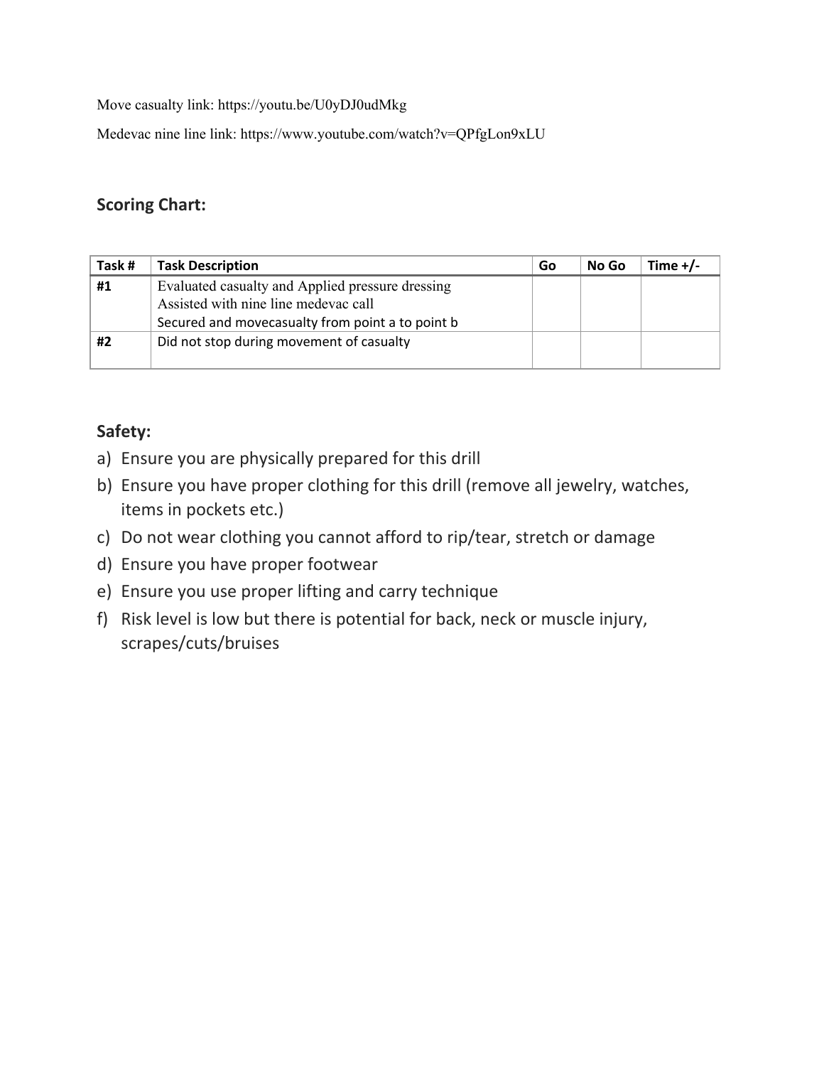Move casualty link: https://youtu.be/U0yDJ0udMkg

Medevac nine line link: https://www.youtube.com/watch?v=QPfgLon9xLU

### Scoring Chart:

| Task # | Task Description | Go | No Go | Time +/- |
|---|---|---|---|---|
| **#1** | Evaluated casualty and Applied pressure dressing<br>Assisted with nine line medevac call<br>Secured and movecasualty from point a to point b | | | |
| **#2** | Did not stop during movement of casualty | | | |

### Safety:

a) Ensure you are physically prepared for this drill
b) Ensure you have proper clothing for this drill (remove all jewelry, watches, items in pockets etc.)
c) Do not wear clothing you cannot afford to rip/tear, stretch or damage
d) Ensure you have proper footwear
e) Ensure you use proper lifting and carry technique
f) Risk level is low but there is potential for back, neck or muscle injury, scrapes/cuts/bruises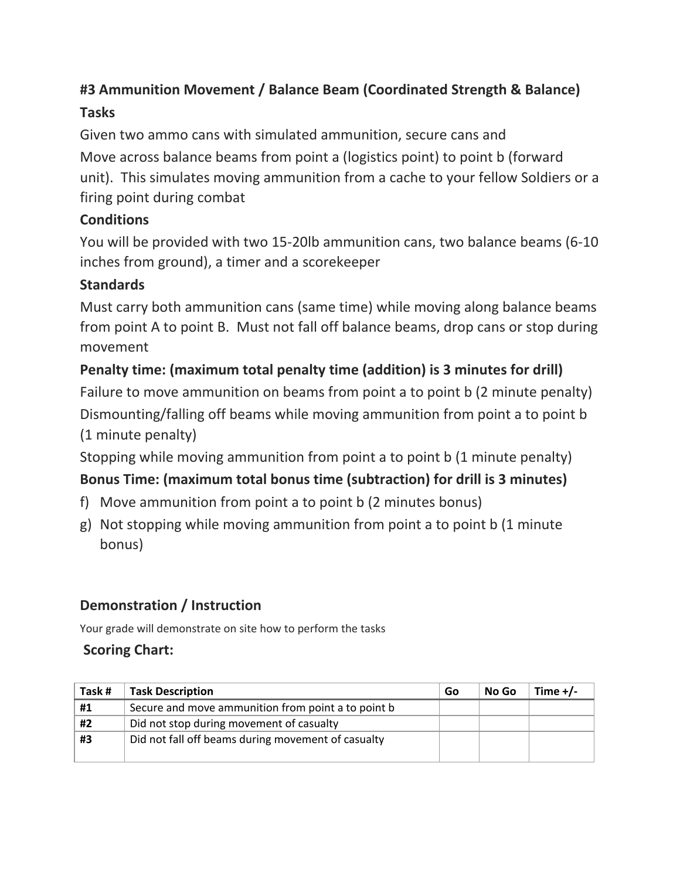**#3 Ammunition Movement / Balance Beam (Coordinated Strength & Balance)**

**Tasks**

Given two ammo cans with simulated ammunition, secure cans and

Move across balance beams from point a (logistics point) to point b (forward unit). This simulates moving ammunition from a cache to your fellow Soldiers or a firing point during combat

**Conditions**

You will be provided with two 15-20lb ammunition cans, two balance beams (6-10 inches from ground), a timer and a scorekeeper

**Standards**

Must carry both ammunition cans (same time) while moving along balance beams from point A to point B. Must not fall off balance beams, drop cans or stop during movement

**Penalty time: (maximum total penalty time (addition) is 3 minutes for drill)**

Failure to move ammunition on beams from point a to point b (2 minute penalty)

Dismounting/falling off beams while moving ammunition from point a to point b (1 minute penalty)

Stopping while moving ammunition from point a to point b (1 minute penalty)

**Bonus Time: (maximum total bonus time (subtraction) for drill is 3 minutes)**

f) Move ammunition from point a to point b (2 minutes bonus)

g) Not stopping while moving ammunition from point a to point b (1 minute bonus)

**Demonstration / Instruction**

Your grade will demonstrate on site how to perform the tasks

**Scoring Chart:**

| Task # | Task Description | Go | No Go | Time +/- |
|---|---|---|---|---|
| #1 | Secure and move ammunition from point a to point b | | | |
| #2 | Did not stop during movement of casualty | | | |
| #3 | Did not fall off beams during movement of casualty | | | |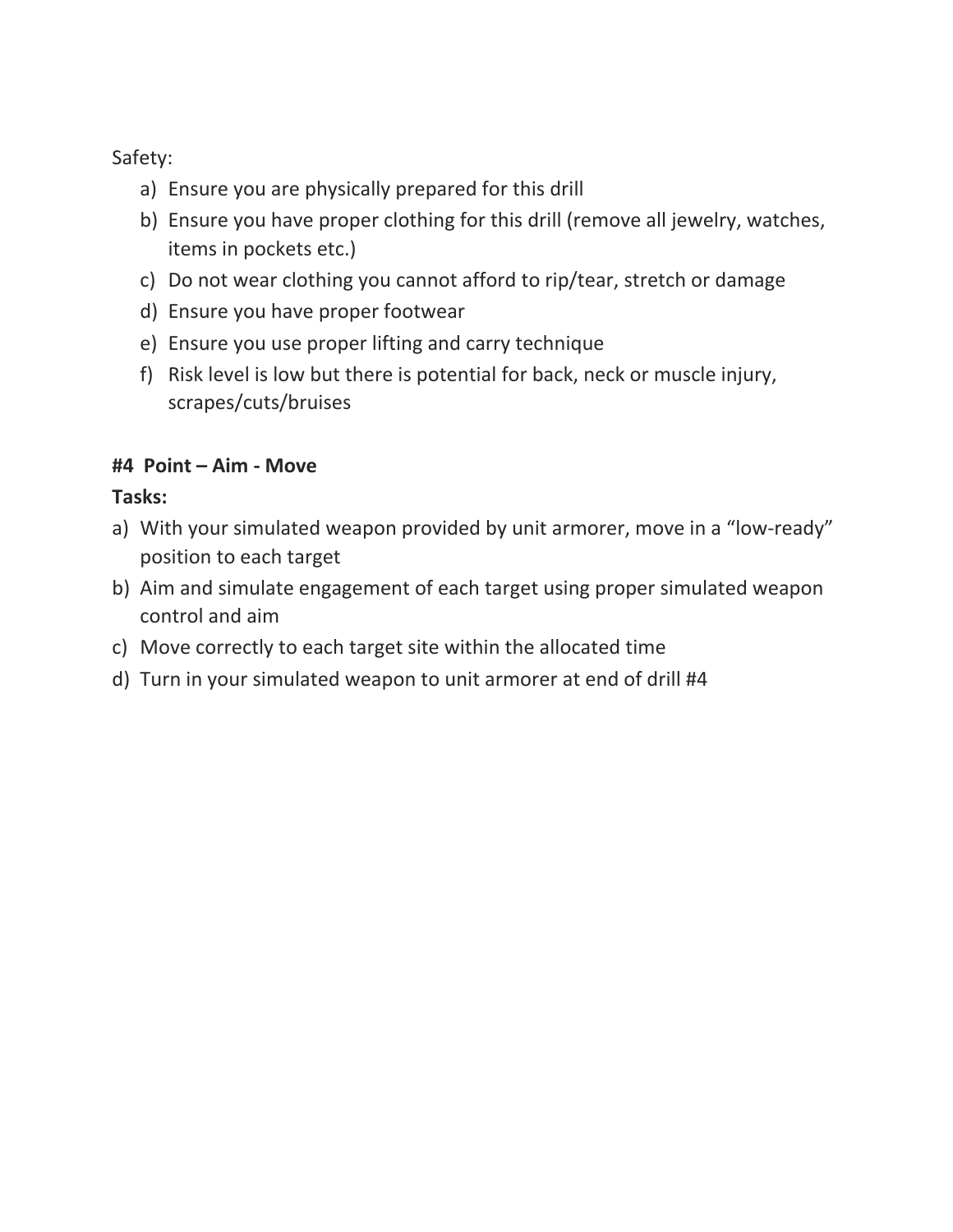Safety:

a) Ensure you are physically prepared for this drill
b) Ensure you have proper clothing for this drill (remove all jewelry, watches, items in pockets etc.)
c) Do not wear clothing you cannot afford to rip/tear, stretch or damage
d) Ensure you have proper footwear
e) Ensure you use proper lifting and carry technique
f) Risk level is low but there is potential for back, neck or muscle injury, scrapes/cuts/bruises

**#4 Point – Aim - Move**

**Tasks:**

a) With your simulated weapon provided by unit armorer, move in a "low-ready" position to each target
b) Aim and simulate engagement of each target using proper simulated weapon control and aim
c) Move correctly to each target site within the allocated time
d) Turn in your simulated weapon to unit armorer at end of drill #4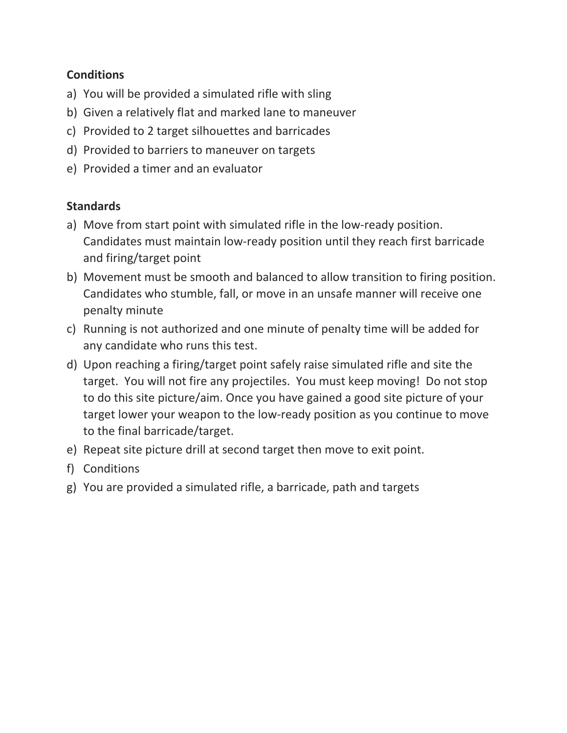**Conditions**

a) You will be provided a simulated rifle with sling
b) Given a relatively flat and marked lane to maneuver
c) Provided to 2 target silhouettes and barricades
d) Provided to barriers to maneuver on targets
e) Provided a timer and an evaluator

**Standards**

a) Move from start point with simulated rifle in the low-ready position. Candidates must maintain low-ready position until they reach first barricade and firing/target point
b) Movement must be smooth and balanced to allow transition to firing position. Candidates who stumble, fall, or move in an unsafe manner will receive one penalty minute
c) Running is not authorized and one minute of penalty time will be added for any candidate who runs this test.
d) Upon reaching a firing/target point safely raise simulated rifle and site the target. You will not fire any projectiles. You must keep moving! Do not stop to do this site picture/aim. Once you have gained a good site picture of your target lower your weapon to the low-ready position as you continue to move to the final barricade/target.
e) Repeat site picture drill at second target then move to exit point.
f) Conditions
g) You are provided a simulated rifle, a barricade, path and targets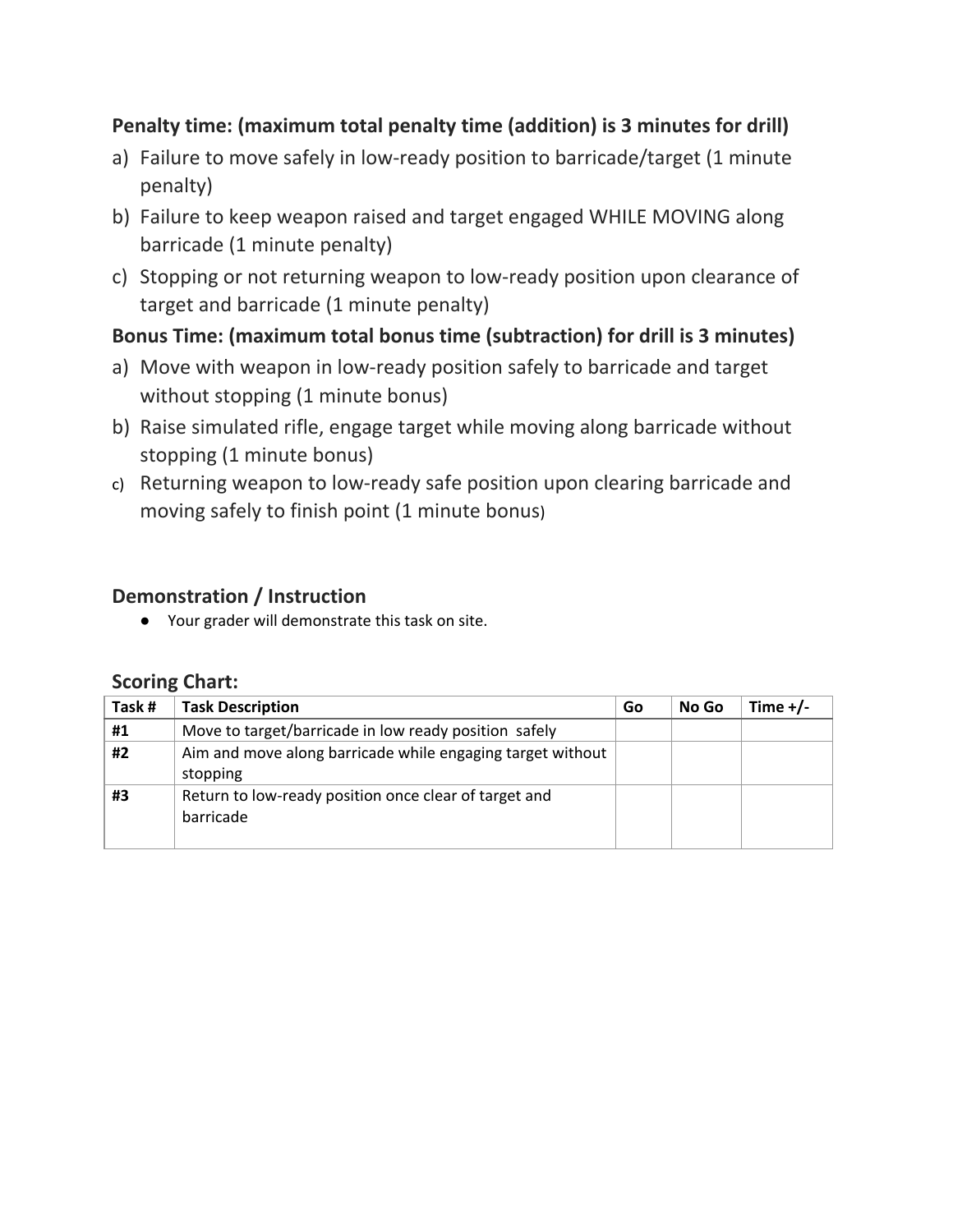**Penalty time: (maximum total penalty time (addition) is 3 minutes for drill)**

a) Failure to move safely in low-ready position to barricade/target (1 minute penalty)
b) Failure to keep weapon raised and target engaged WHILE MOVING along barricade (1 minute penalty)
c) Stopping or not returning weapon to low-ready position upon clearance of target and barricade (1 minute penalty)

**Bonus Time: (maximum total bonus time (subtraction) for drill is 3 minutes)**

a) Move with weapon in low-ready position safely to barricade and target without stopping (1 minute bonus)
b) Raise simulated rifle, engage target while moving along barricade without stopping (1 minute bonus)
c) Returning weapon to low-ready safe position upon clearing barricade and moving safely to finish point (1 minute bonus)

### Demonstration / Instruction

- Your grader will demonstrate this task on site.

### Scoring Chart:

| Task # | Task Description | Go | No Go | Time +/- |
|---|---|---|---|---|
| **#1** | Move to target/barricade in low ready position safely | | | |
| **#2** | Aim and move along barricade while engaging target without stopping | | | |
| **#3** | Return to low-ready position once clear of target and barricade | | | |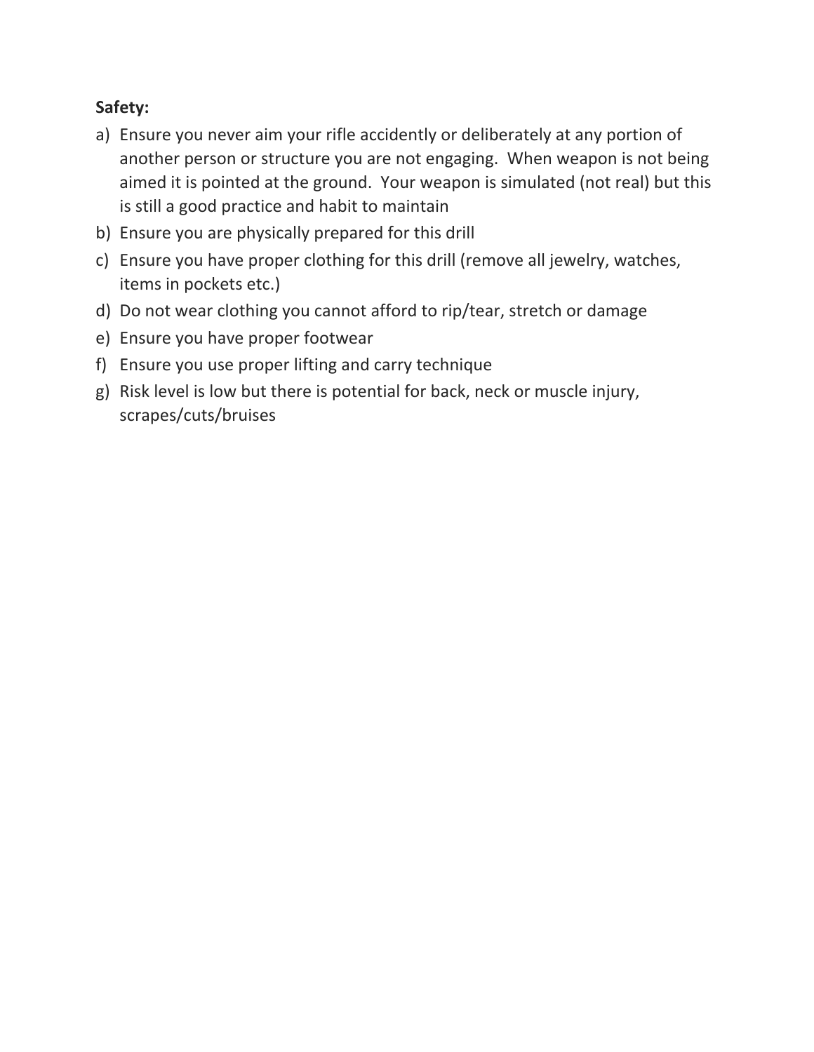**Safety:**

a) Ensure you never aim your rifle accidently or deliberately at any portion of another person or structure you are not engaging.  When weapon is not being aimed it is pointed at the ground.  Your weapon is simulated (not real) but this is still a good practice and habit to maintain
b) Ensure you are physically prepared for this drill
c) Ensure you have proper clothing for this drill (remove all jewelry, watches, items in pockets etc.)
d) Do not wear clothing you cannot afford to rip/tear, stretch or damage
e) Ensure you have proper footwear
f) Ensure you use proper lifting and carry technique
g) Risk level is low but there is potential for back, neck or muscle injury, scrapes/cuts/bruises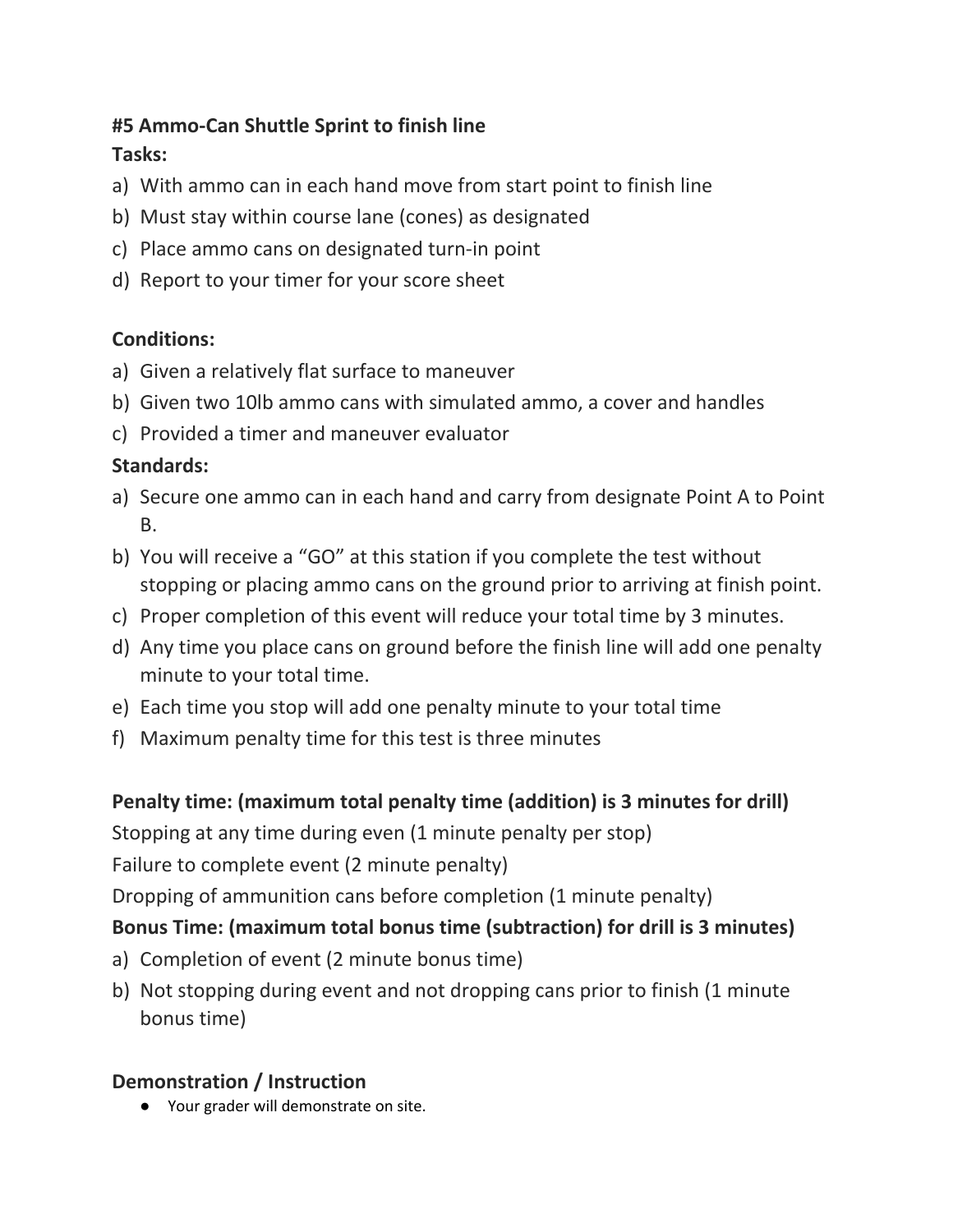**#5 Ammo-Can Shuttle Sprint to finish line**

**Tasks:**

a) With ammo can in each hand move from start point to finish line
b) Must stay within course lane (cones) as designated
c) Place ammo cans on designated turn-in point
d) Report to your timer for your score sheet

**Conditions:**

a) Given a relatively flat surface to maneuver
b) Given two 10lb ammo cans with simulated ammo, a cover and handles
c) Provided a timer and maneuver evaluator

**Standards:**

a) Secure one ammo can in each hand and carry from designate Point A to Point B.
b) You will receive a "GO" at this station if you complete the test without stopping or placing ammo cans on the ground prior to arriving at finish point.
c) Proper completion of this event will reduce your total time by 3 minutes.
d) Any time you place cans on ground before the finish line will add one penalty minute to your total time.
e) Each time you stop will add one penalty minute to your total time
f) Maximum penalty time for this test is three minutes

**Penalty time: (maximum total penalty time (addition) is 3 minutes for drill)**

Stopping at any time during even (1 minute penalty per stop)

Failure to complete event (2 minute penalty)

Dropping of ammunition cans before completion (1 minute penalty)

**Bonus Time: (maximum total bonus time (subtraction) for drill is 3 minutes)**

a) Completion of event (2 minute bonus time)
b) Not stopping during event and not dropping cans prior to finish (1 minute bonus time)

**Demonstration / Instruction**

- Your grader will demonstrate on site.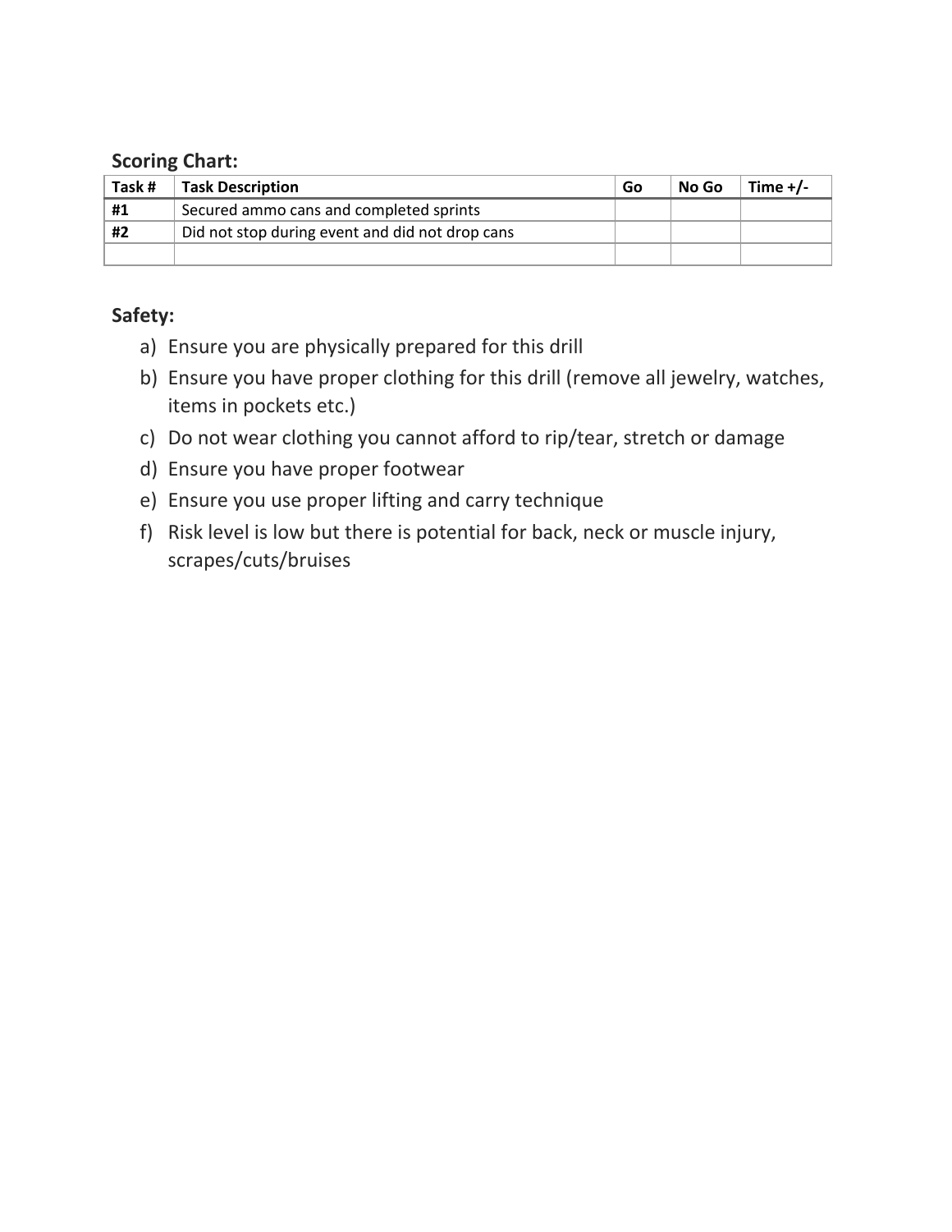**Scoring Chart:**

| Task # | Task Description | Go | No Go | Time +/- |
|---|---|---|---|---|
| #1 | Secured ammo cans and completed sprints | | | |
| #2 | Did not stop during event and did not drop cans | | | |
| | | | | |

**Safety:**

a) Ensure you are physically prepared for this drill
b) Ensure you have proper clothing for this drill (remove all jewelry, watches, items in pockets etc.)
c) Do not wear clothing you cannot afford to rip/tear, stretch or damage
d) Ensure you have proper footwear
e) Ensure you use proper lifting and carry technique
f) Risk level is low but there is potential for back, neck or muscle injury, scrapes/cuts/bruises